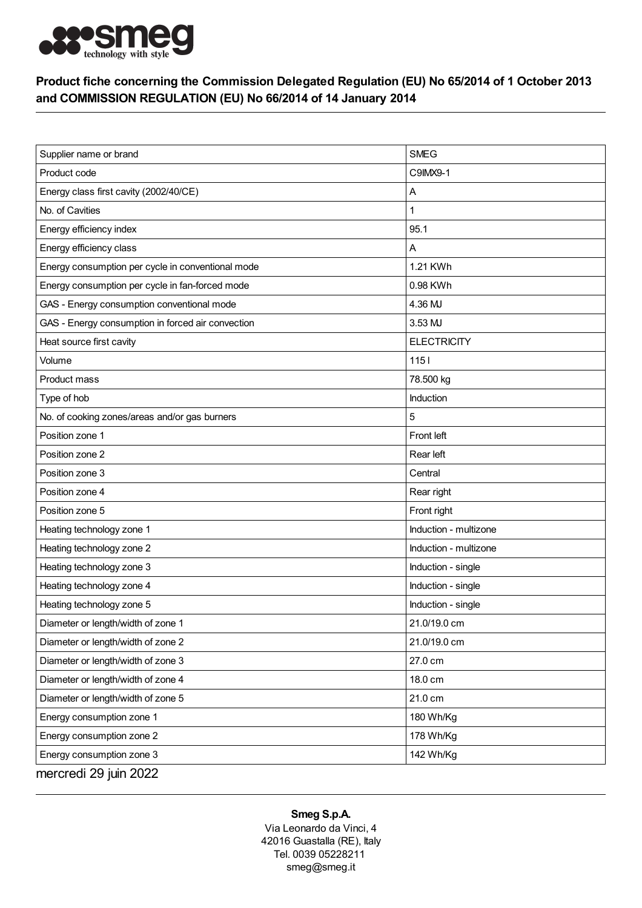**Product fiche concerning the Commission Delegated Regulation (EU) No 65/2014 of 1 October 2013 and COMMISSION REGULATION (EU) No 66/2014 of 14 January 2014**

| | |
|---|---|
| Supplier name or brand | SMEG |
| Product code | C9IMX9-1 |
| Energy class first cavity (2002/40/CE) | A |
| No. of Cavities | 1 |
| Energy efficiency index | 95.1 |
| Energy efficiency class | A |
| Energy consumption per cycle in conventional mode | 1.21 KWh |
| Energy consumption per cycle in fan-forced mode | 0.98 KWh |
| GAS - Energy consumption conventional mode | 4.36 MJ |
| GAS - Energy consumption in forced air convection | 3.53 MJ |
| Heat source first cavity | ELECTRICITY |
| Volume | 115 l |
| Product mass | 78.500 kg |
| Type of hob | Induction |
| No. of cooking zones/areas and/or gas burners | 5 |
| Position zone 1 | Front left |
| Position zone 2 | Rear left |
| Position zone 3 | Central |
| Position zone 4 | Rear right |
| Position zone 5 | Front right |
| Heating technology zone 1 | Induction - multizone |
| Heating technology zone 2 | Induction - multizone |
| Heating technology zone 3 | Induction - single |
| Heating technology zone 4 | Induction - single |
| Heating technology zone 5 | Induction - single |
| Diameter or length/width of zone 1 | 21.0/19.0 cm |
| Diameter or length/width of zone 2 | 21.0/19.0 cm |
| Diameter or length/width of zone 3 | 27.0 cm |
| Diameter or length/width of zone 4 | 18.0 cm |
| Diameter or length/width of zone 5 | 21.0 cm |
| Energy consumption zone 1 | 180 Wh/Kg |
| Energy consumption zone 2 | 178 Wh/Kg |
| Energy consumption zone 3 | 142 Wh/Kg |

mercredi 29 juin 2022

**Smeg S.p.A.**
Via Leonardo da Vinci, 4
42016 Guastalla (RE), Italy
Tel. 0039 05228211
smeg@smeg.it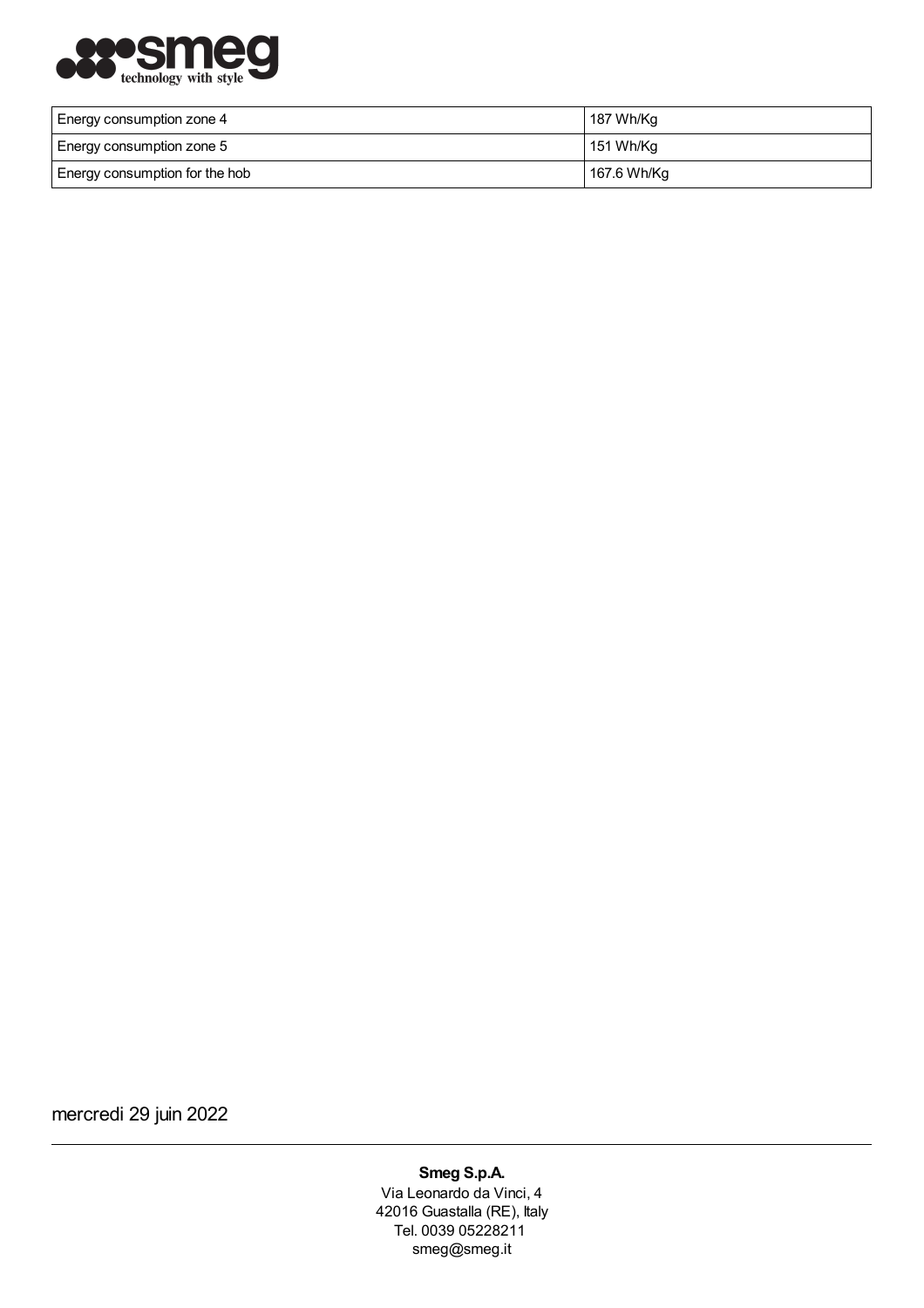| | |
|---|---|
| Energy consumption zone 4 | 187 Wh/Kg |
| Energy consumption zone 5 | 151 Wh/Kg |
| Energy consumption for the hob | 167.6 Wh/Kg |

mercredi 29 juin 2022

**Smeg S.p.A.**
Via Leonardo da Vinci, 4
42016 Guastalla (RE), Italy
Tel. 0039 05228211
smeg@smeg.it